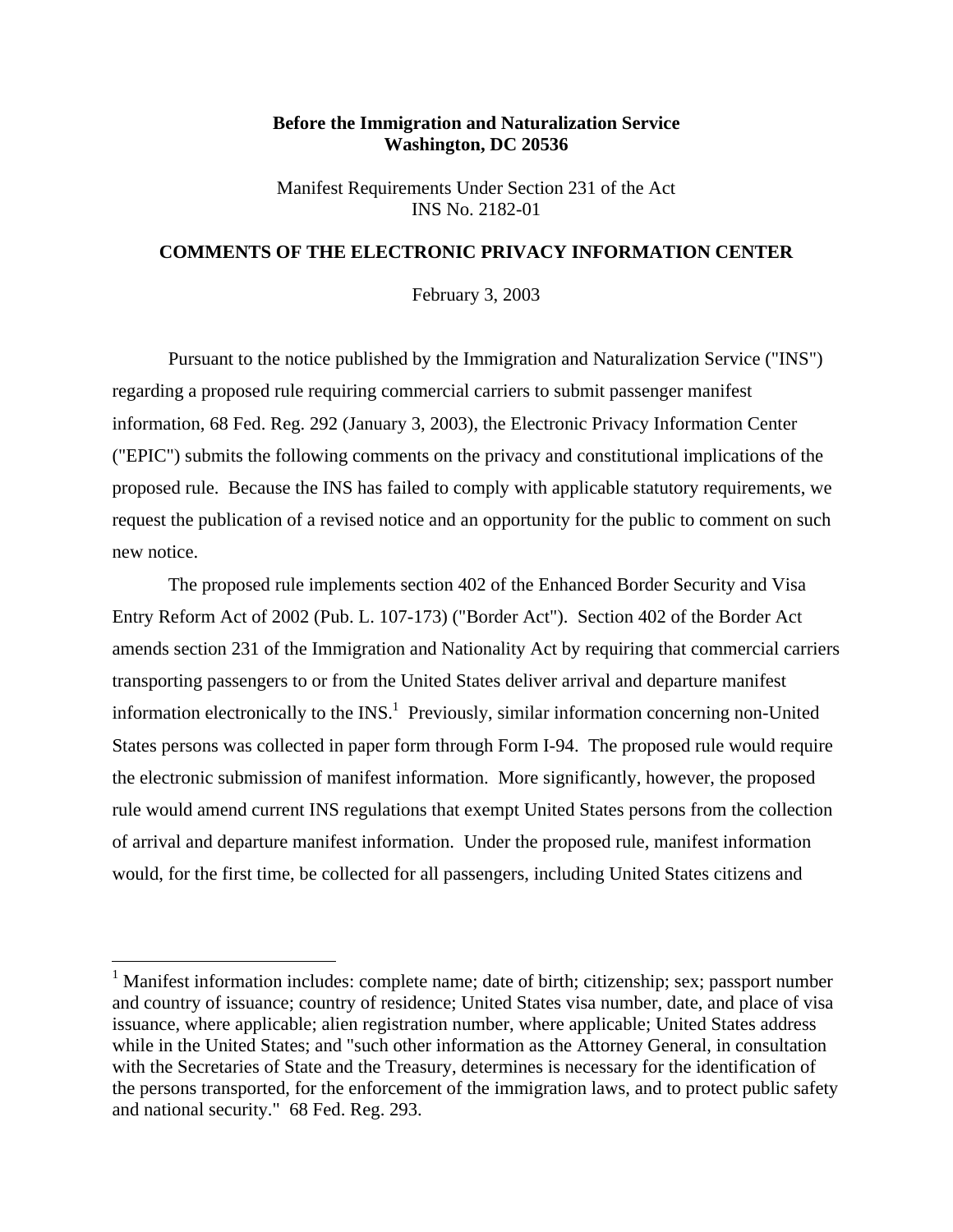**Before the Immigration and Naturalization Service**
**Washington, DC 20536**

Manifest Requirements Under Section 231 of the Act
INS No. 2182-01

## COMMENTS OF THE ELECTRONIC PRIVACY INFORMATION CENTER

February 3, 2003

Pursuant to the notice published by the Immigration and Naturalization Service ("INS") regarding a proposed rule requiring commercial carriers to submit passenger manifest information, 68 Fed. Reg. 292 (January 3, 2003), the Electronic Privacy Information Center ("EPIC") submits the following comments on the privacy and constitutional implications of the proposed rule. Because the INS has failed to comply with applicable statutory requirements, we request the publication of a revised notice and an opportunity for the public to comment on such new notice.

The proposed rule implements section 402 of the Enhanced Border Security and Visa Entry Reform Act of 2002 (Pub. L. 107-173) ("Border Act"). Section 402 of the Border Act amends section 231 of the Immigration and Nationality Act by requiring that commercial carriers transporting passengers to or from the United States deliver arrival and departure manifest information electronically to the INS.[1] Previously, similar information concerning non-United States persons was collected in paper form through Form I-94. The proposed rule would require the electronic submission of manifest information. More significantly, however, the proposed rule would amend current INS regulations that exempt United States persons from the collection of arrival and departure manifest information. Under the proposed rule, manifest information would, for the first time, be collected for all passengers, including United States citizens and

---

[1] Manifest information includes: complete name; date of birth; citizenship; sex; passport number and country of issuance; country of residence; United States visa number, date, and place of visa issuance, where applicable; alien registration number, where applicable; United States address while in the United States; and "such other information as the Attorney General, in consultation with the Secretaries of State and the Treasury, determines is necessary for the identification of the persons transported, for the enforcement of the immigration laws, and to protect public safety and national security." 68 Fed. Reg. 293.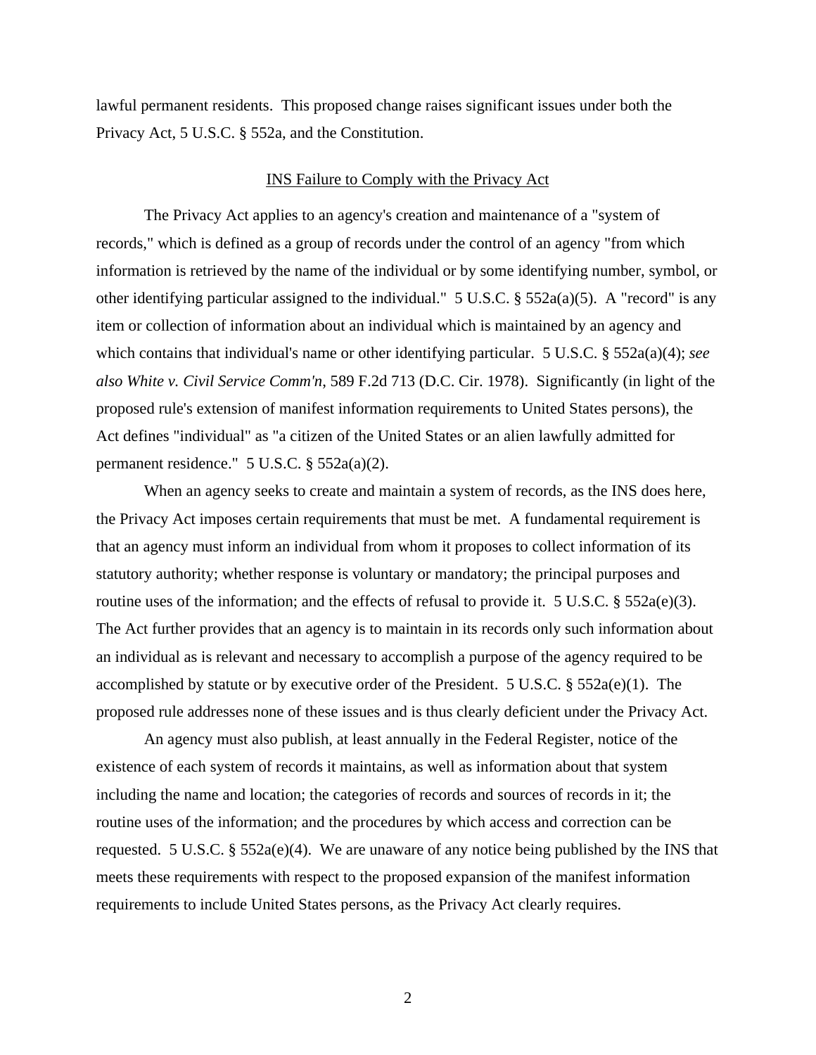lawful permanent residents. This proposed change raises significant issues under both the Privacy Act, 5 U.S.C. § 552a, and the Constitution.

<u>INS Failure to Comply with the Privacy Act</u>

The Privacy Act applies to an agency's creation and maintenance of a "system of records," which is defined as a group of records under the control of an agency "from which information is retrieved by the name of the individual or by some identifying number, symbol, or other identifying particular assigned to the individual." 5 U.S.C. § 552a(a)(5). A "record" is any item or collection of information about an individual which is maintained by an agency and which contains that individual's name or other identifying particular. 5 U.S.C. § 552a(a)(4); *see also White v. Civil Service Comm'n*, 589 F.2d 713 (D.C. Cir. 1978). Significantly (in light of the proposed rule's extension of manifest information requirements to United States persons), the Act defines "individual" as "a citizen of the United States or an alien lawfully admitted for permanent residence." 5 U.S.C. § 552a(a)(2).

When an agency seeks to create and maintain a system of records, as the INS does here, the Privacy Act imposes certain requirements that must be met. A fundamental requirement is that an agency must inform an individual from whom it proposes to collect information of its statutory authority; whether response is voluntary or mandatory; the principal purposes and routine uses of the information; and the effects of refusal to provide it. 5 U.S.C. § 552a(e)(3). The Act further provides that an agency is to maintain in its records only such information about an individual as is relevant and necessary to accomplish a purpose of the agency required to be accomplished by statute or by executive order of the President. 5 U.S.C. § 552a(e)(1). The proposed rule addresses none of these issues and is thus clearly deficient under the Privacy Act.

An agency must also publish, at least annually in the Federal Register, notice of the existence of each system of records it maintains, as well as information about that system including the name and location; the categories of records and sources of records in it; the routine uses of the information; and the procedures by which access and correction can be requested. 5 U.S.C. § 552a(e)(4). We are unaware of any notice being published by the INS that meets these requirements with respect to the proposed expansion of the manifest information requirements to include United States persons, as the Privacy Act clearly requires.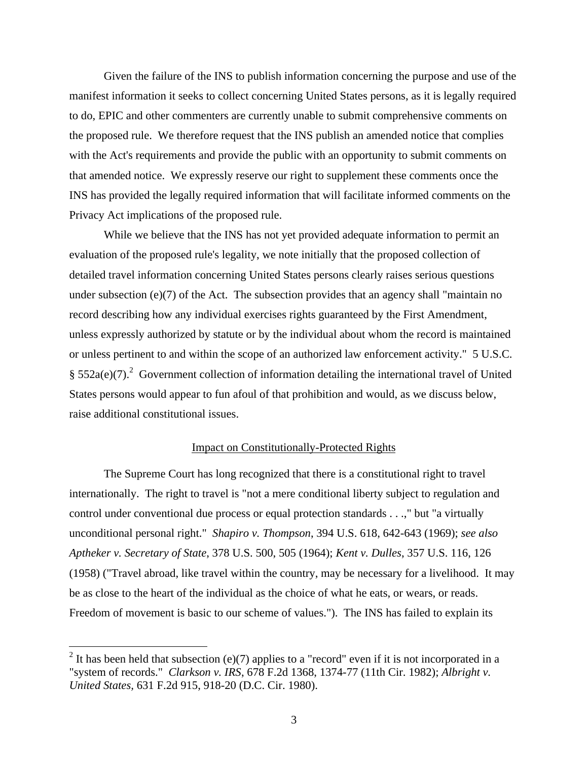Given the failure of the INS to publish information concerning the purpose and use of the manifest information it seeks to collect concerning United States persons, as it is legally required to do, EPIC and other commenters are currently unable to submit comprehensive comments on the proposed rule. We therefore request that the INS publish an amended notice that complies with the Act's requirements and provide the public with an opportunity to submit comments on that amended notice. We expressly reserve our right to supplement these comments once the INS has provided the legally required information that will facilitate informed comments on the Privacy Act implications of the proposed rule.

While we believe that the INS has not yet provided adequate information to permit an evaluation of the proposed rule's legality, we note initially that the proposed collection of detailed travel information concerning United States persons clearly raises serious questions under subsection (e)(7) of the Act. The subsection provides that an agency shall "maintain no record describing how any individual exercises rights guaranteed by the First Amendment, unless expressly authorized by statute or by the individual about whom the record is maintained or unless pertinent to and within the scope of an authorized law enforcement activity." 5 U.S.C. § 552a(e)(7).[2] Government collection of information detailing the international travel of United States persons would appear to fun afoul of that prohibition and would, as we discuss below, raise additional constitutional issues.

<u>Impact on Constitutionally-Protected Rights</u>

The Supreme Court has long recognized that there is a constitutional right to travel internationally. The right to travel is "not a mere conditional liberty subject to regulation and control under conventional due process or equal protection standards . . .," but "a virtually unconditional personal right." *Shapiro v. Thompson*, 394 U.S. 618, 642-643 (1969); *see also Aptheker v. Secretary of State*, 378 U.S. 500, 505 (1964); *Kent v. Dulles*, 357 U.S. 116, 126 (1958) ("Travel abroad, like travel within the country, may be necessary for a livelihood. It may be as close to the heart of the individual as the choice of what he eats, or wears, or reads. Freedom of movement is basic to our scheme of values."). The INS has failed to explain its

[2] It has been held that subsection (e)(7) applies to a "record" even if it is not incorporated in a "system of records." *Clarkson v. IRS*, 678 F.2d 1368, 1374-77 (11th Cir. 1982); *Albright v. United States,* 631 F.2d 915, 918-20 (D.C. Cir. 1980).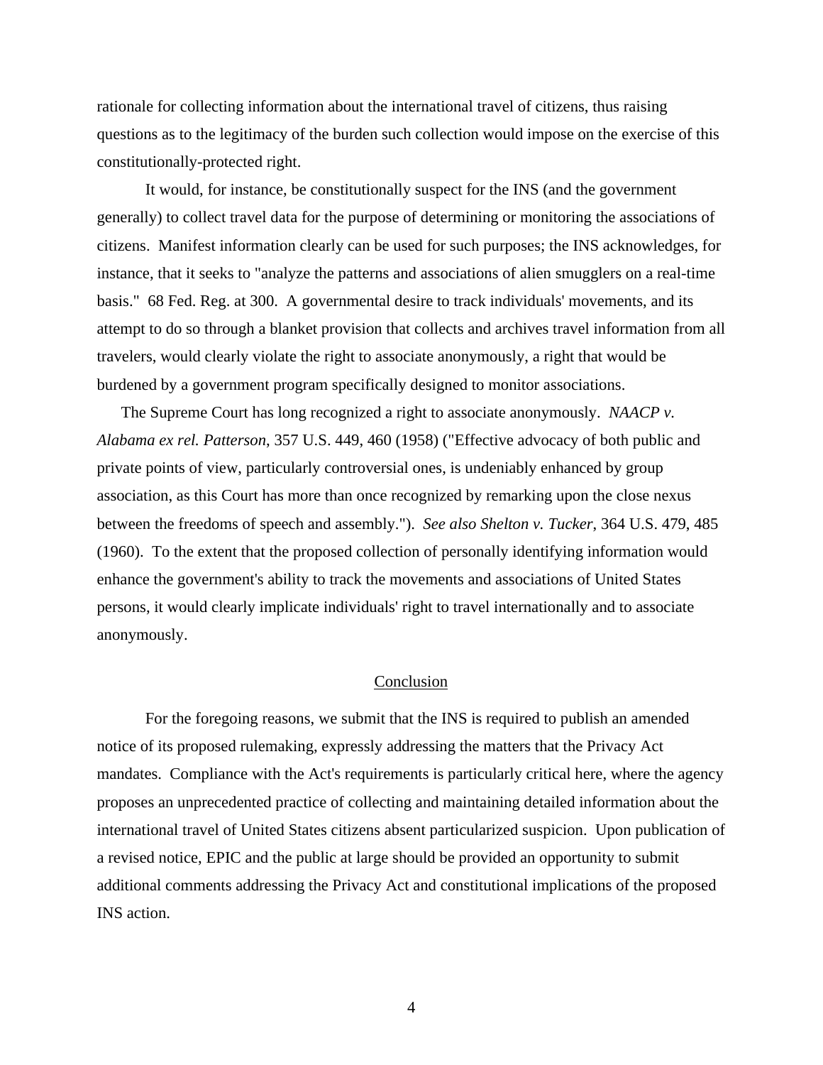rationale for collecting information about the international travel of citizens, thus raising questions as to the legitimacy of the burden such collection would impose on the exercise of this constitutionally-protected right.

It would, for instance, be constitutionally suspect for the INS (and the government generally) to collect travel data for the purpose of determining or monitoring the associations of citizens. Manifest information clearly can be used for such purposes; the INS acknowledges, for instance, that it seeks to "analyze the patterns and associations of alien smugglers on a real-time basis." 68 Fed. Reg. at 300. A governmental desire to track individuals' movements, and its attempt to do so through a blanket provision that collects and archives travel information from all travelers, would clearly violate the right to associate anonymously, a right that would be burdened by a government program specifically designed to monitor associations.

The Supreme Court has long recognized a right to associate anonymously. *NAACP v. Alabama ex rel. Patterson*, 357 U.S. 449, 460 (1958) ("Effective advocacy of both public and private points of view, particularly controversial ones, is undeniably enhanced by group association, as this Court has more than once recognized by remarking upon the close nexus between the freedoms of speech and assembly."). *See also Shelton v. Tucker*, 364 U.S. 479, 485 (1960). To the extent that the proposed collection of personally identifying information would enhance the government's ability to track the movements and associations of United States persons, it would clearly implicate individuals' right to travel internationally and to associate anonymously.

## Conclusion

For the foregoing reasons, we submit that the INS is required to publish an amended notice of its proposed rulemaking, expressly addressing the matters that the Privacy Act mandates. Compliance with the Act's requirements is particularly critical here, where the agency proposes an unprecedented practice of collecting and maintaining detailed information about the international travel of United States citizens absent particularized suspicion. Upon publication of a revised notice, EPIC and the public at large should be provided an opportunity to submit additional comments addressing the Privacy Act and constitutional implications of the proposed INS action.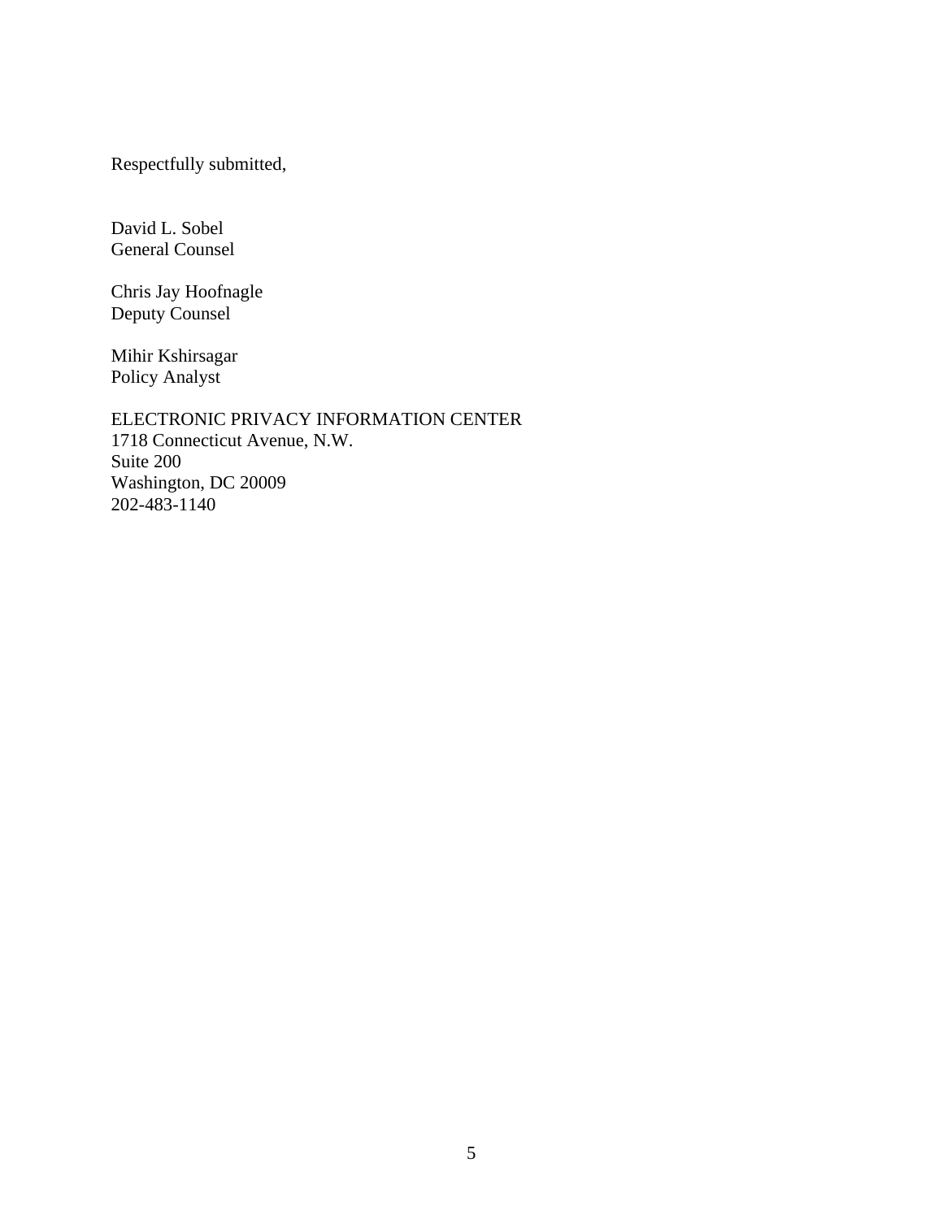Respectfully submitted,

David L. Sobel
General Counsel

Chris Jay Hoofnagle
Deputy Counsel

Mihir Kshirsagar
Policy Analyst

ELECTRONIC PRIVACY INFORMATION CENTER
1718 Connecticut Avenue, N.W.
Suite 200
Washington, DC 20009
202-483-1140